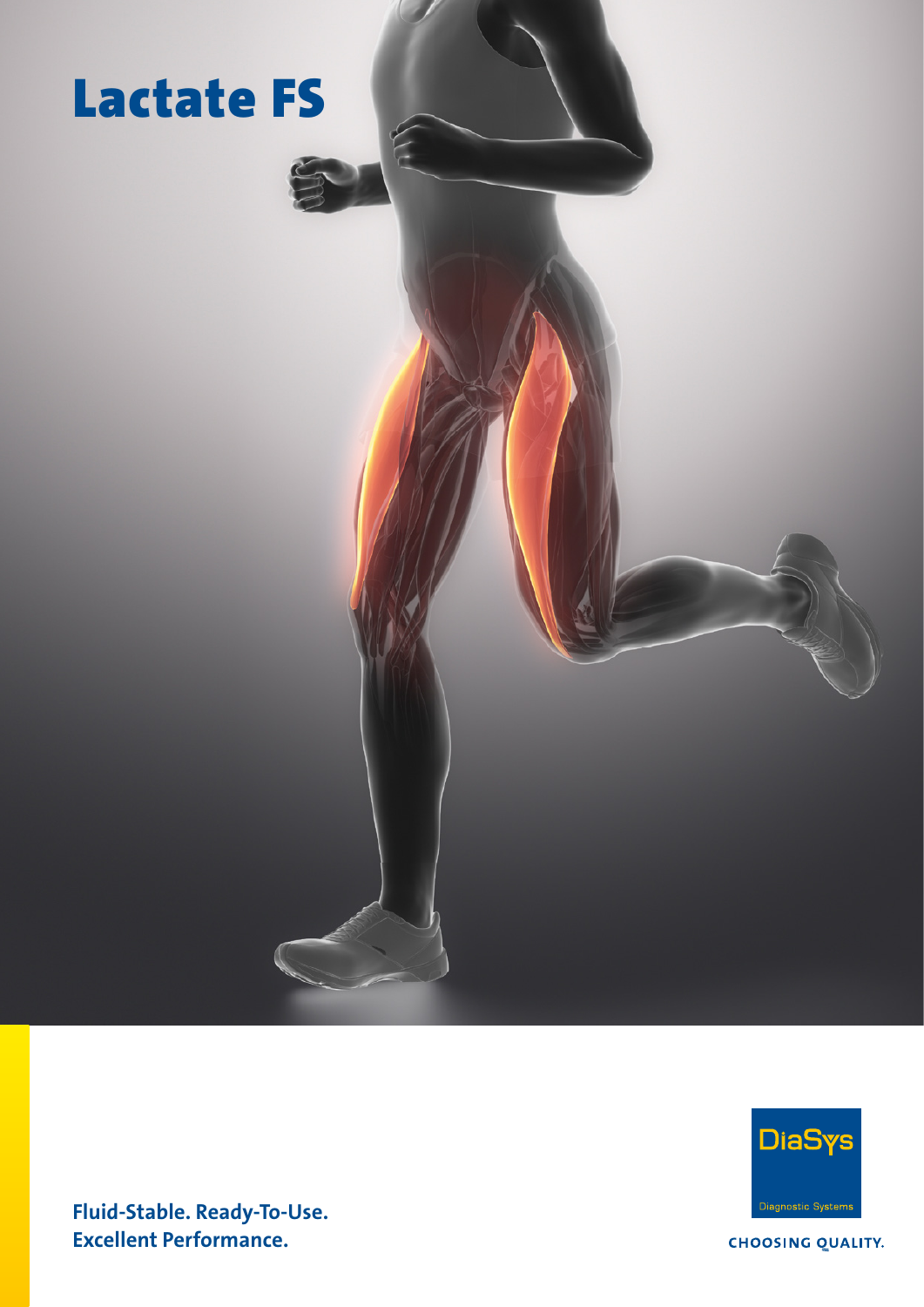# Lactate FS

**Fluid-Stable. Ready-To-Use.**
**Excellent Performance.**

DiaSys
Diagnostic Systems

CHOOSING QUALITY.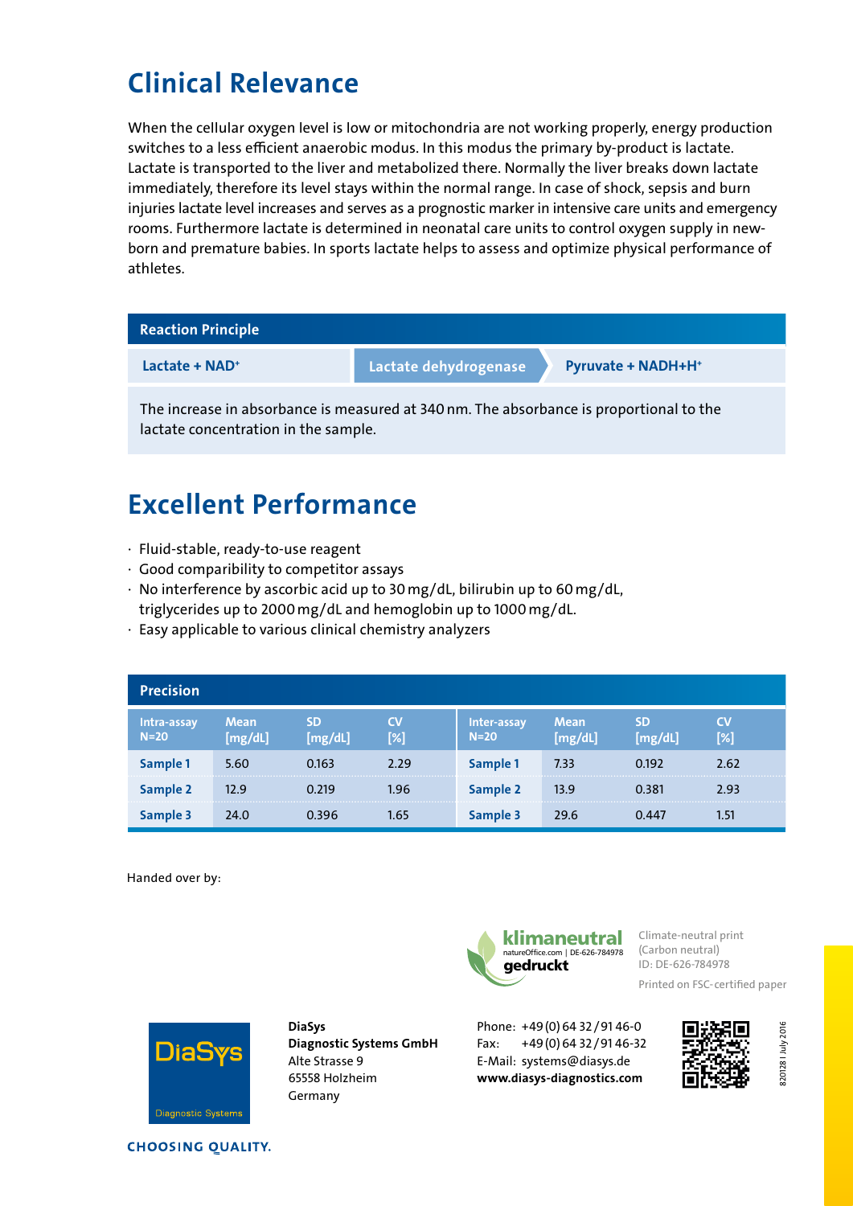## Clinical Relevance

When the cellular oxygen level is low or mitochondria are not working properly, energy production switches to a less efficient anaerobic modus. In this modus the primary by-product is lactate. Lactate is transported to the liver and metabolized there. Normally the liver breaks down lactate immediately, therefore its level stays within the normal range. In case of shock, sepsis and burn injuries lactate level increases and serves as a prognostic marker in intensive care units and emergency rooms. Furthermore lactate is determined in neonatal care units to control oxygen supply in newborn and premature babies. In sports lactate helps to assess and optimize physical performance of athletes.

**Reaction Principle**

| | | |
|---|---|---|
| **Lactate + $NAD^+$** | **Lactate dehydrogenase** | **Pyruvate + $NADH+H^+$** |

The increase in absorbance is measured at 340 nm. The absorbance is proportional to the lactate concentration in the sample.

## Excellent Performance

- Fluid-stable, ready-to-use reagent
- Good comparibility to competitor assays
- No interference by ascorbic acid up to 30 mg/dL, bilirubin up to 60 mg/dL, triglycerides up to 2000 mg/dL and hemoglobin up to 1000 mg/dL.
- Easy applicable to various clinical chemistry analyzers

**Precision**

| Intra-assay N=20 | Mean [mg/dL] | SD [mg/dL] | CV [%] | Inter-assay N=20 | Mean [mg/dL] | SD [mg/dL] | CV [%] |
|---|---|---|---|---|---|---|---|
| **Sample 1** | 5.60 | 0.163 | 2.29 | **Sample 1** | 7.33 | 0.192 | 2.62 |
| **Sample 2** | 12.9 | 0.219 | 1.96 | **Sample 2** | 13.9 | 0.381 | 2.93 |
| **Sample 3** | 24.0 | 0.396 | 1.65 | **Sample 3** | 29.6 | 0.447 | 1.51 |

Handed over by:

klimaneutral
natureOffice.com | DE-626-784978
gedruckt

Climate-neutral print (Carbon neutral)
ID: DE-626-784978

Printed on FSC-certified paper

DiaSys
Diagnostic Systems

**DiaSys**
**Diagnostic Systems GmbH**
Alte Strasse 9
65558 Holzheim
Germany

Phone: +49 (0) 64 32 / 91 46-0
Fax: +49 (0) 64 32 / 91 46-32
E-Mail: systems@diasys.de
**www.diasys-diagnostics.com**

820128 | July 2016

**CHOOSING QUALITY.**